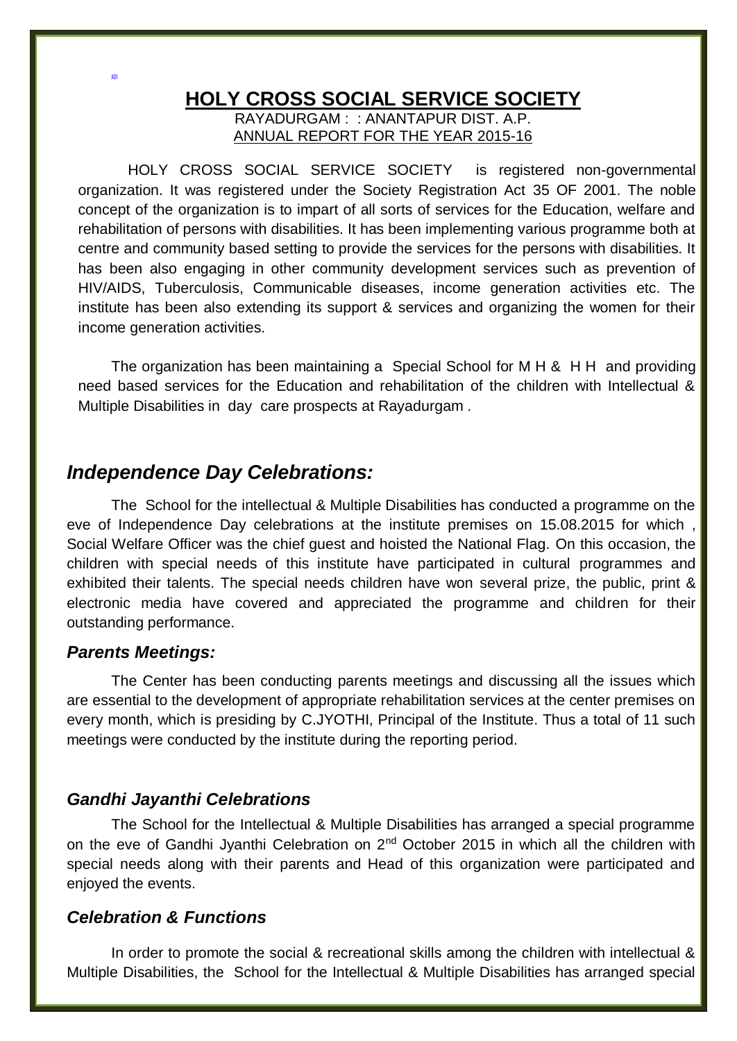ADI

# HOLY CROSS SOCIAL SERVICE SOCIETY

RAYADURGAM : : ANANTAPUR DIST. A.P.

ANNUAL REPORT FOR THE YEAR 2015-16

HOLY CROSS SOCIAL SERVICE SOCIETY is registered non-governmental organization. It was registered under the Society Registration Act 35 OF 2001. The noble concept of the organization is to impart of all sorts of services for the Education, welfare and rehabilitation of persons with disabilities. It has been implementing various programme both at centre and community based setting to provide the services for the persons with disabilities. It has been also engaging in other community development services such as prevention of HIV/AIDS, Tuberculosis, Communicable diseases, income generation activities etc. The institute has been also extending its support & services and organizing the women for their income generation activities.

The organization has been maintaining a Special School for M H & H H and providing need based services for the Education and rehabilitation of the children with Intellectual & Multiple Disabilities in day care prospects at Rayadurgam .

## *Independence Day Celebrations:*

The School for the intellectual & Multiple Disabilities has conducted a programme on the eve of Independence Day celebrations at the institute premises on 15.08.2015 for which , Social Welfare Officer was the chief guest and hoisted the National Flag. On this occasion, the children with special needs of this institute have participated in cultural programmes and exhibited their talents. The special needs children have won several prize, the public, print & electronic media have covered and appreciated the programme and children for their outstanding performance.

### *Parents Meetings:*

The Center has been conducting parents meetings and discussing all the issues which are essential to the development of appropriate rehabilitation services at the center premises on every month, which is presiding by C.JYOTHI, Principal of the Institute. Thus a total of 11 such meetings were conducted by the institute during the reporting period.

### *Gandhi Jayanthi Celebrations*

The School for the Intellectual & Multiple Disabilities has arranged a special programme on the eve of Gandhi Jyanthi Celebration on 2nd October 2015 in which all the children with special needs along with their parents and Head of this organization were participated and enjoyed the events.

### *Celebration & Functions*

In order to promote the social & recreational skills among the children with intellectual & Multiple Disabilities, the School for the Intellectual & Multiple Disabilities has arranged special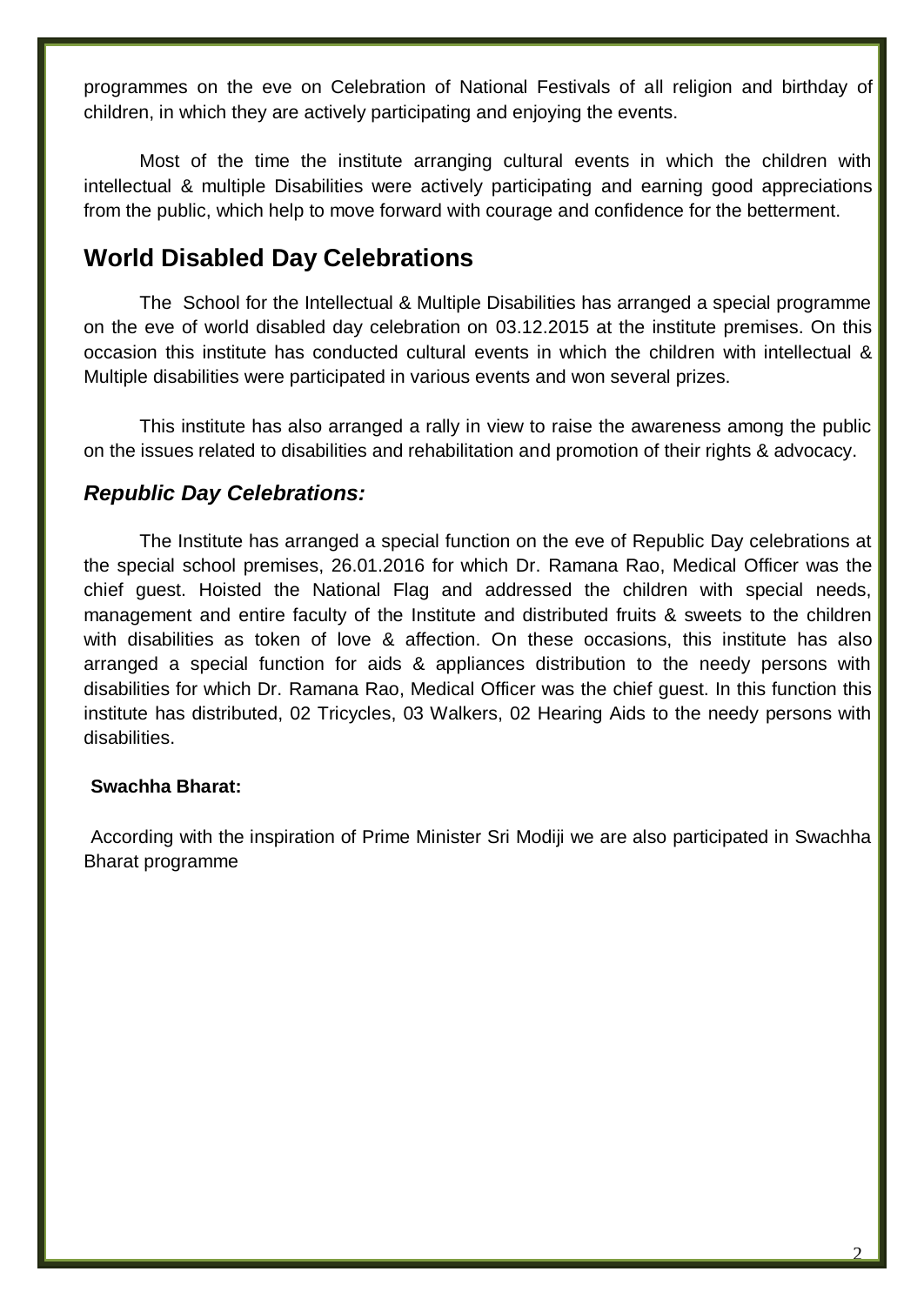programmes on the eve on Celebration of National Festivals of all religion and birthday of children, in which they are actively participating and enjoying the events.

Most of the time the institute arranging cultural events in which the children with intellectual & multiple Disabilities were actively participating and earning good appreciations from the public, which help to move forward with courage and confidence for the betterment.

## World Disabled Day Celebrations

The School for the Intellectual & Multiple Disabilities has arranged a special programme on the eve of world disabled day celebration on 03.12.2015 at the institute premises. On this occasion this institute has conducted cultural events in which the children with intellectual & Multiple disabilities were participated in various events and won several prizes.

This institute has also arranged a rally in view to raise the awareness among the public on the issues related to disabilities and rehabilitation and promotion of their rights & advocacy.

### *Republic Day Celebrations:*

The Institute has arranged a special function on the eve of Republic Day celebrations at the special school premises, 26.01.2016 for which Dr. Ramana Rao, Medical Officer was the chief guest. Hoisted the National Flag and addressed the children with special needs, management and entire faculty of the Institute and distributed fruits & sweets to the children with disabilities as token of love & affection. On these occasions, this institute has also arranged a special function for aids & appliances distribution to the needy persons with disabilities for which Dr. Ramana Rao, Medical Officer was the chief guest. In this function this institute has distributed, 02 Tricycles, 03 Walkers, 02 Hearing Aids to the needy persons with disabilities.

**Swachha Bharat:**

According with the inspiration of Prime Minister Sri Modiji we are also participated in Swachha Bharat programme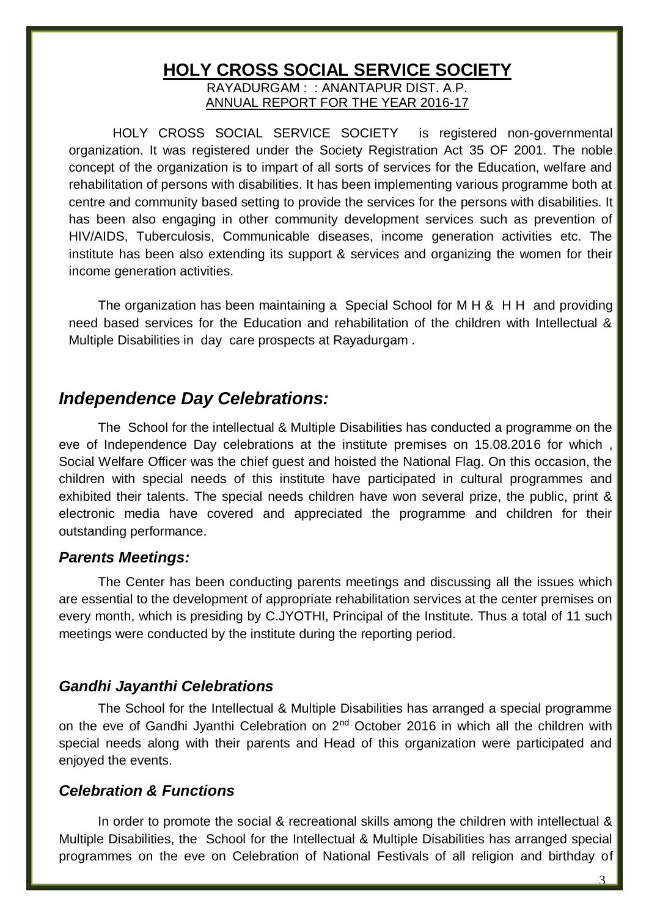# HOLY CROSS SOCIAL SERVICE SOCIETY

RAYADURGAM : : ANANTAPUR DIST. A.P.

ANNUAL REPORT FOR THE YEAR 2016-17

HOLY CROSS SOCIAL SERVICE SOCIETY is registered non-governmental organization. It was registered under the Society Registration Act 35 OF 2001. The noble concept of the organization is to impart of all sorts of services for the Education, welfare and rehabilitation of persons with disabilities. It has been implementing various programme both at centre and community based setting to provide the services for the persons with disabilities. It has been also engaging in other community development services such as prevention of HIV/AIDS, Tuberculosis, Communicable diseases, income generation activities etc. The institute has been also extending its support & services and organizing the women for their income generation activities.

The organization has been maintaining a Special School for M H & H H and providing need based services for the Education and rehabilitation of the children with Intellectual & Multiple Disabilities in day care prospects at Rayadurgam .

## *Independence Day Celebrations:*

The School for the intellectual & Multiple Disabilities has conducted a programme on the eve of Independence Day celebrations at the institute premises on 15.08.2016 for which , Social Welfare Officer was the chief guest and hoisted the National Flag. On this occasion, the children with special needs of this institute have participated in cultural programmes and exhibited their talents. The special needs children have won several prize, the public, print & electronic media have covered and appreciated the programme and children for their outstanding performance.

### *Parents Meetings:*

The Center has been conducting parents meetings and discussing all the issues which are essential to the development of appropriate rehabilitation services at the center premises on every month, which is presiding by C.JYOTHI, Principal of the Institute. Thus a total of 11 such meetings were conducted by the institute during the reporting period.

### *Gandhi Jayanthi Celebrations*

The School for the Intellectual & Multiple Disabilities has arranged a special programme on the eve of Gandhi Jyanthi Celebration on 2nd October 2016 in which all the children with special needs along with their parents and Head of this organization were participated and enjoyed the events.

### *Celebration & Functions*

In order to promote the social & recreational skills among the children with intellectual & Multiple Disabilities, the School for the Intellectual & Multiple Disabilities has arranged special programmes on the eve on Celebration of National Festivals of all religion and birthday of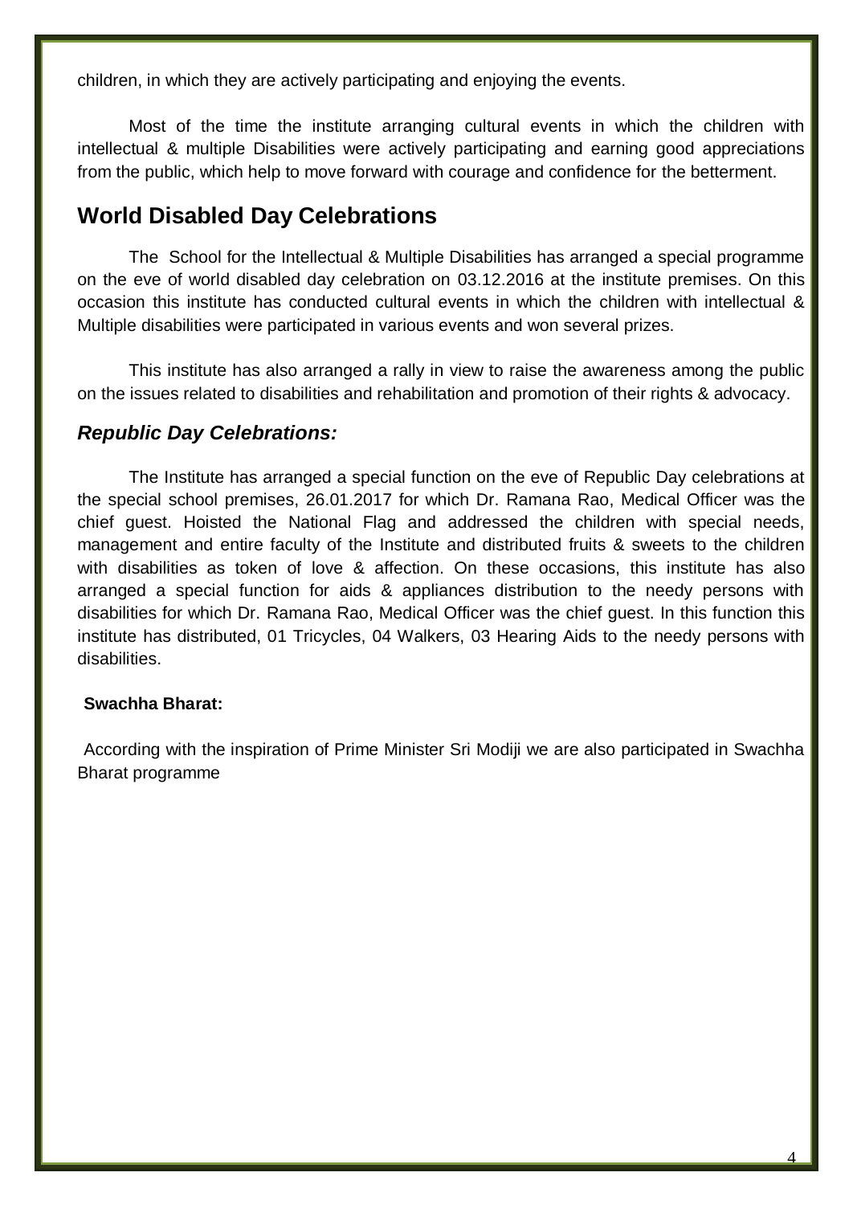children, in which they are actively participating and enjoying the events.

Most of the time the institute arranging cultural events in which the children with intellectual & multiple Disabilities were actively participating and earning good appreciations from the public, which help to move forward with courage and confidence for the betterment.

## World Disabled Day Celebrations

The School for the Intellectual & Multiple Disabilities has arranged a special programme on the eve of world disabled day celebration on 03.12.2016 at the institute premises. On this occasion this institute has conducted cultural events in which the children with intellectual & Multiple disabilities were participated in various events and won several prizes.

This institute has also arranged a rally in view to raise the awareness among the public on the issues related to disabilities and rehabilitation and promotion of their rights & advocacy.

### *Republic Day Celebrations:*

The Institute has arranged a special function on the eve of Republic Day celebrations at the special school premises, 26.01.2017 for which Dr. Ramana Rao, Medical Officer was the chief guest. Hoisted the National Flag and addressed the children with special needs, management and entire faculty of the Institute and distributed fruits & sweets to the children with disabilities as token of love & affection. On these occasions, this institute has also arranged a special function for aids & appliances distribution to the needy persons with disabilities for which Dr. Ramana Rao, Medical Officer was the chief guest. In this function this institute has distributed, 01 Tricycles, 04 Walkers, 03 Hearing Aids to the needy persons with disabilities.

**Swachha Bharat:**

According with the inspiration of Prime Minister Sri Modiji we are also participated in Swachha Bharat programme